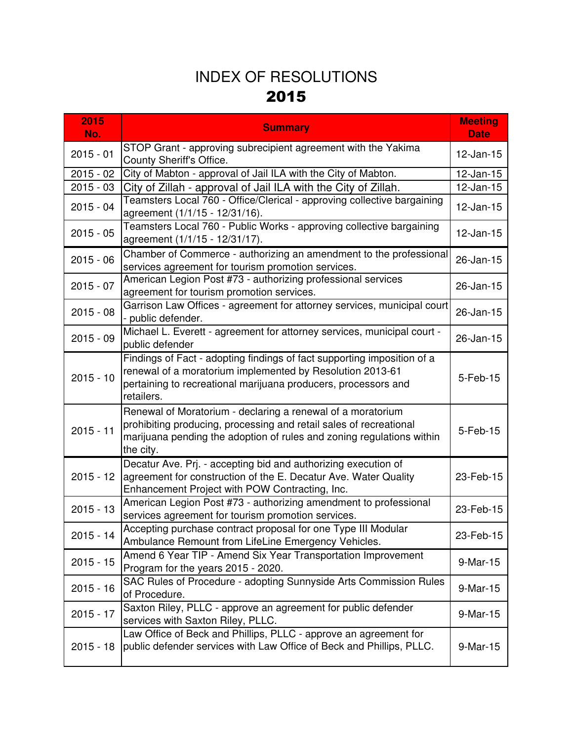# INDEX OF RESOLUTIONS

## 2015

| 2015 No. | Summary | Meeting Date |
|---|---|---|
| 2015 - 01 | STOP Grant - approving subrecipient agreement with the Yakima County Sheriff's Office. | 12-Jan-15 |
| 2015 - 02 | City of Mabton - approval of Jail ILA with the City of Mabton. | 12-Jan-15 |
| 2015 - 03 | City of Zillah - approval of Jail ILA with the City of Zillah. | 12-Jan-15 |
| 2015 - 04 | Teamsters Local 760 - Office/Clerical - approving collective bargaining agreement (1/1/15 - 12/31/16). | 12-Jan-15 |
| 2015 - 05 | Teamsters Local 760 - Public Works - approving collective bargaining agreement (1/1/15 - 12/31/17). | 12-Jan-15 |
| 2015 - 06 | Chamber of Commerce - authorizing an amendment to the professional services agreement for tourism promotion services. | 26-Jan-15 |
| 2015 - 07 | American Legion Post #73 - authorizing professional services agreement for tourism promotion services. | 26-Jan-15 |
| 2015 - 08 | Garrison Law Offices - agreement for attorney services, municipal court - public defender. | 26-Jan-15 |
| 2015 - 09 | Michael L. Everett - agreement for attorney services, municipal court - public defender | 26-Jan-15 |
| 2015 - 10 | Findings of Fact - adopting findings of fact supporting imposition of a renewal of a moratorium implemented by Resolution 2013-61 pertaining to recreational marijuana producers, processors and retailers. | 5-Feb-15 |
| 2015 - 11 | Renewal of Moratorium - declaring a renewal of a moratorium prohibiting producing, processing and retail sales of recreational marijuana pending the adoption of rules and zoning regulations within the city. | 5-Feb-15 |
| 2015 - 12 | Decatur Ave. Prj. - accepting bid and authorizing execution of agreement for construction of the E. Decatur Ave. Water Quality Enhancement Project with POW Contracting, Inc. | 23-Feb-15 |
| 2015 - 13 | American Legion Post #73 - authorizing amendment to professional services agreement for tourism promotion services. | 23-Feb-15 |
| 2015 - 14 | Accepting purchase contract proposal for one Type III Modular Ambulance Remount from LifeLine Emergency Vehicles. | 23-Feb-15 |
| 2015 - 15 | Amend 6 Year TIP - Amend Six Year Transportation Improvement Program for the years 2015 - 2020. | 9-Mar-15 |
| 2015 - 16 | SAC Rules of Procedure - adopting Sunnyside Arts Commission Rules of Procedure. | 9-Mar-15 |
| 2015 - 17 | Saxton Riley, PLLC - approve an agreement for public defender services with Saxton Riley, PLLC. | 9-Mar-15 |
| 2015 - 18 | Law Office of Beck and Phillips, PLLC - approve an agreement for public defender services with Law Office of Beck and Phillips, PLLC. | 9-Mar-15 |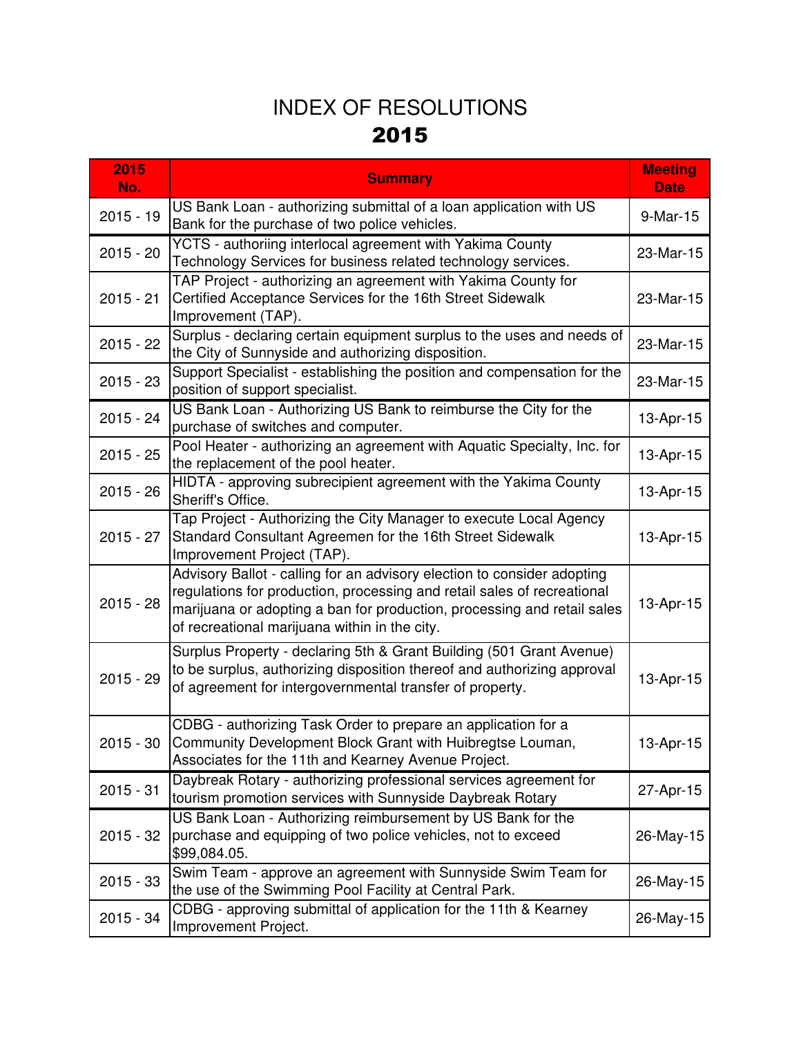# INDEX OF RESOLUTIONS
# 2015

| 2015 No. | Summary | Meeting Date |
|---|---|---|
| 2015 - 19 | US Bank Loan - authorizing submittal of a loan application with US Bank for the purchase of two police vehicles. | 9-Mar-15 |
| 2015 - 20 | YCTS - authoriing interlocal agreement with Yakima County Technology Services for business related technology services. | 23-Mar-15 |
| 2015 - 21 | TAP Project - authorizing an agreement with Yakima County for Certified Acceptance Services for the 16th Street Sidewalk Improvement (TAP). | 23-Mar-15 |
| 2015 - 22 | Surplus - declaring certain equipment surplus to the uses and needs of the City of Sunnyside and authorizing disposition. | 23-Mar-15 |
| 2015 - 23 | Support Specialist - establishing the position and compensation for the position of support specialist. | 23-Mar-15 |
| 2015 - 24 | US Bank Loan - Authorizing US Bank to reimburse the City for the purchase of switches and computer. | 13-Apr-15 |
| 2015 - 25 | Pool Heater - authorizing an agreement with Aquatic Specialty, Inc. for the replacement of the pool heater. | 13-Apr-15 |
| 2015 - 26 | HIDTA - approving subrecipient agreement with the Yakima County Sheriff's Office. | 13-Apr-15 |
| 2015 - 27 | Tap Project - Authorizing the City Manager to execute Local Agency Standard Consultant Agreemen for the 16th Street Sidewalk Improvement Project (TAP). | 13-Apr-15 |
| 2015 - 28 | Advisory Ballot - calling for an advisory election to consider adopting regulations for production, processing and retail sales of recreational marijuana or adopting a ban for production, processing and retail sales of recreational marijuana within in the city. | 13-Apr-15 |
| 2015 - 29 | Surplus Property - declaring 5th & Grant Building (501 Grant Avenue) to be surplus, authorizing disposition thereof and authorizing approval of agreement for intergovernmental transfer of property. | 13-Apr-15 |
| 2015 - 30 | CDBG - authorizing Task Order to prepare an application for a Community Development Block Grant with Huibregtse Louman, Associates for the 11th and Kearney Avenue Project. | 13-Apr-15 |
| 2015 - 31 | Daybreak Rotary - authorizing professional services agreement for tourism promotion services with Sunnyside Daybreak Rotary | 27-Apr-15 |
| 2015 - 32 | US Bank Loan - Authorizing reimbursement by US Bank for the purchase and equipping of two police vehicles, not to exceed $99,084.05. | 26-May-15 |
| 2015 - 33 | Swim Team - approve an agreement with Sunnyside Swim Team for the use of the Swimming Pool Facility at Central Park. | 26-May-15 |
| 2015 - 34 | CDBG - approving submittal of application for the 11th & Kearney Improvement Project. | 26-May-15 |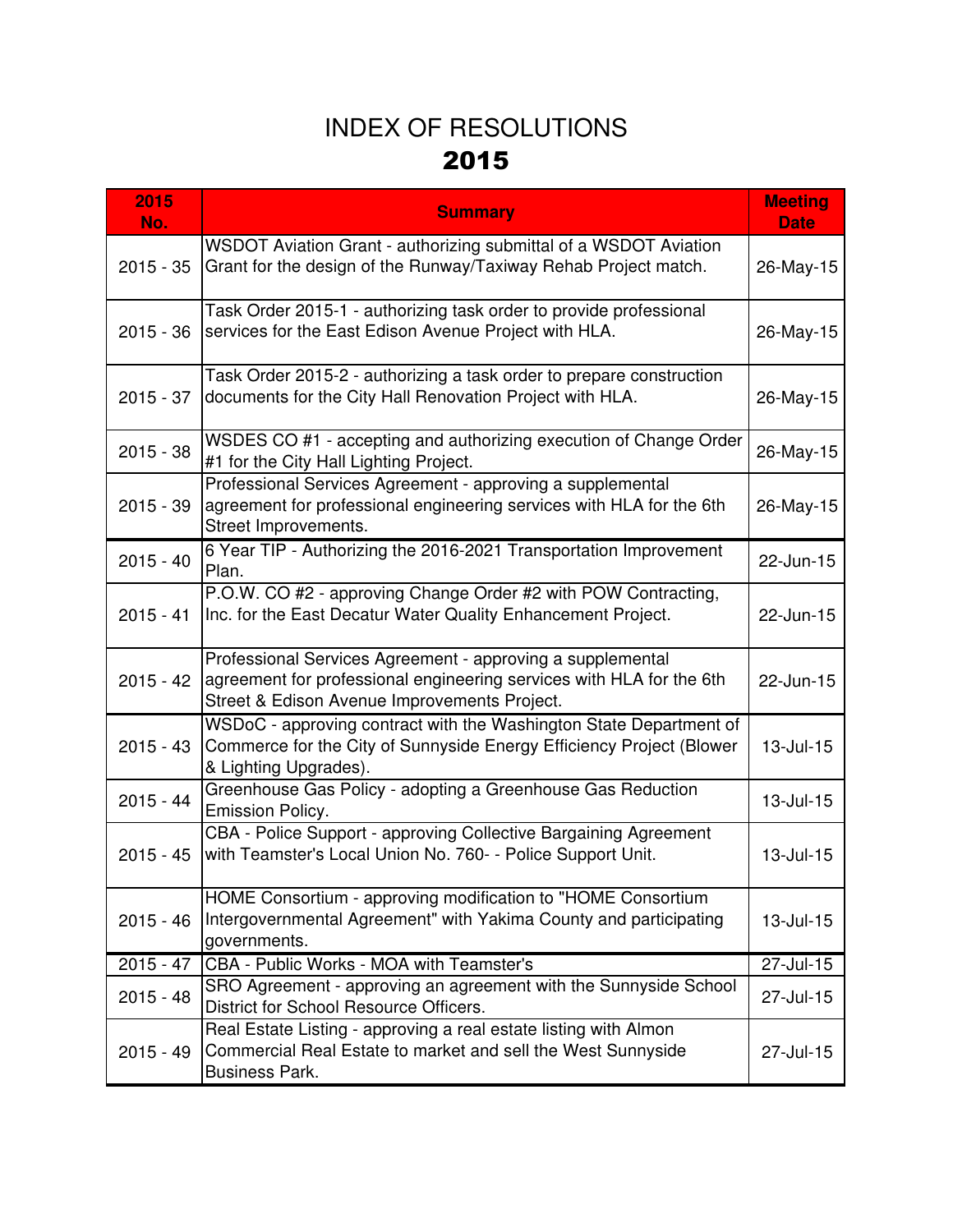# INDEX OF RESOLUTIONS

## 2015

| 2015 No. | Summary | Meeting Date |
|---|---|---|
| 2015 - 35 | WSDOT Aviation Grant - authorizing submittal of a WSDOT Aviation Grant for the design of the Runway/Taxiway Rehab Project match. | 26-May-15 |
| 2015 - 36 | Task Order 2015-1 - authorizing task order to provide professional services for the East Edison Avenue Project with HLA. | 26-May-15 |
| 2015 - 37 | Task Order 2015-2 - authorizing a task order to prepare construction documents for the City Hall Renovation Project with HLA. | 26-May-15 |
| 2015 - 38 | WSDES CO #1 - accepting and authorizing execution of Change Order #1 for the City Hall Lighting Project. | 26-May-15 |
| 2015 - 39 | Professional Services Agreement - approving a supplemental agreement for professional engineering services with HLA for the 6th Street Improvements. | 26-May-15 |
| 2015 - 40 | 6 Year TIP - Authorizing the 2016-2021 Transportation Improvement Plan. | 22-Jun-15 |
| 2015 - 41 | P.O.W. CO #2 - approving Change Order #2 with POW Contracting, Inc. for the East Decatur Water Quality Enhancement Project. | 22-Jun-15 |
| 2015 - 42 | Professional Services Agreement - approving a supplemental agreement for professional engineering services with HLA for the 6th Street & Edison Avenue Improvements Project. | 22-Jun-15 |
| 2015 - 43 | WSDoC - approving contract with the Washington State Department of Commerce for the City of Sunnyside Energy Efficiency Project (Blower & Lighting Upgrades). | 13-Jul-15 |
| 2015 - 44 | Greenhouse Gas Policy - adopting a Greenhouse Gas Reduction Emission Policy. | 13-Jul-15 |
| 2015 - 45 | CBA - Police Support - approving Collective Bargaining Agreement with Teamster's Local Union No. 760- - Police Support Unit. | 13-Jul-15 |
| 2015 - 46 | HOME Consortium - approving modification to "HOME Consortium Intergovernmental Agreement" with Yakima County and participating governments. | 13-Jul-15 |
| 2015 - 47 | CBA - Public Works - MOA with Teamster's | 27-Jul-15 |
| 2015 - 48 | SRO Agreement - approving an agreement with the Sunnyside School District for School Resource Officers. | 27-Jul-15 |
| 2015 - 49 | Real Estate Listing - approving a real estate listing with Almon Commercial Real Estate to market and sell the West Sunnyside Business Park. | 27-Jul-15 |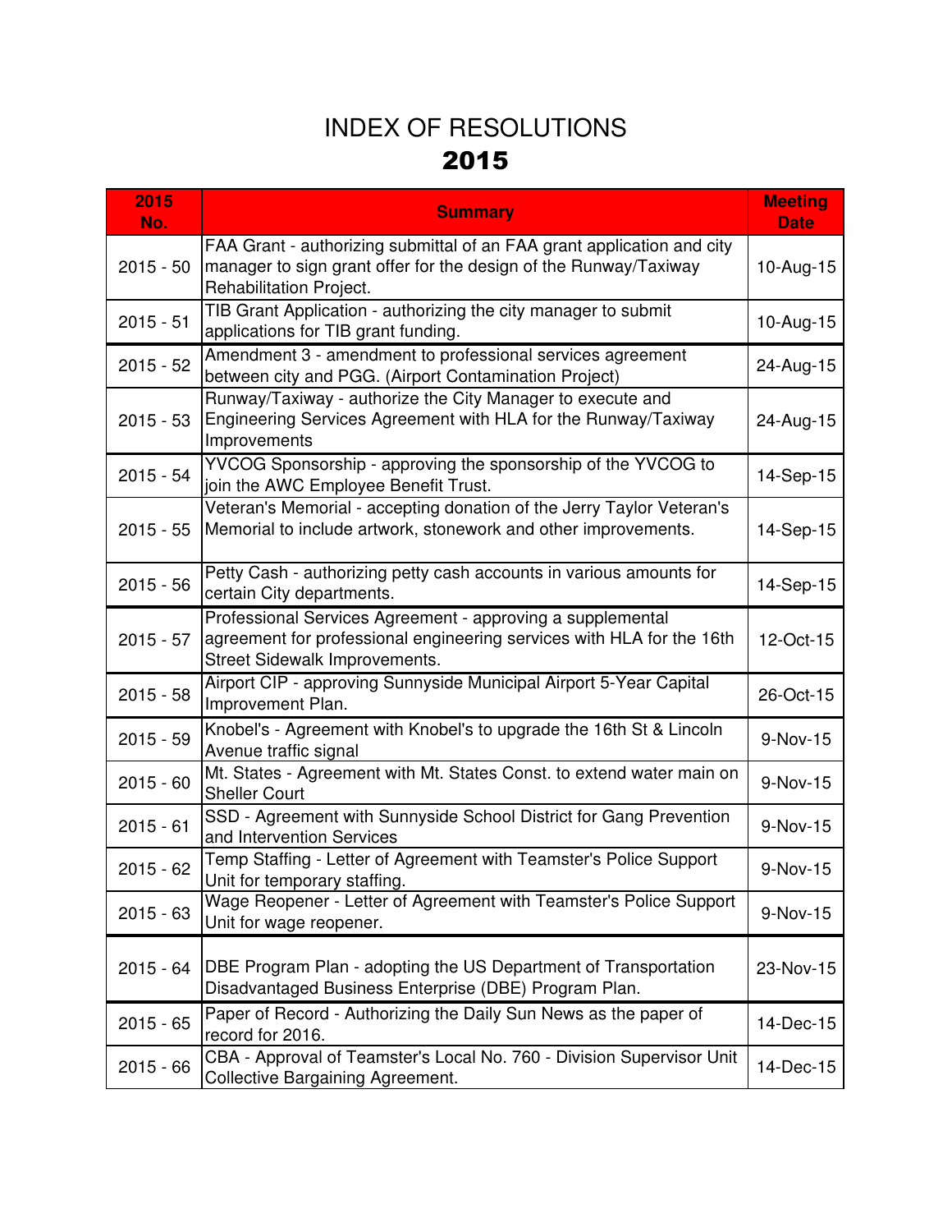# INDEX OF RESOLUTIONS
## 2015

| 2015 No. | Summary | Meeting Date |
|---|---|---|
| 2015 - 50 | FAA Grant - authorizing submittal of an FAA grant application and city manager to sign grant offer for the design of the Runway/Taxiway Rehabilitation Project. | 10-Aug-15 |
| 2015 - 51 | TIB Grant Application - authorizing the city manager to submit applications for TIB grant funding. | 10-Aug-15 |
| 2015 - 52 | Amendment 3 - amendment to professional services agreement between city and PGG. (Airport Contamination Project) | 24-Aug-15 |
| 2015 - 53 | Runway/Taxiway - authorize the City Manager to execute and Engineering Services Agreement with HLA for the Runway/Taxiway Improvements | 24-Aug-15 |
| 2015 - 54 | YVCOG Sponsorship - approving the sponsorship of the YVCOG to join the AWC Employee Benefit Trust. | 14-Sep-15 |
| 2015 - 55 | Veteran's Memorial - accepting donation of the Jerry Taylor Veteran's Memorial to include artwork, stonework and other improvements. | 14-Sep-15 |
| 2015 - 56 | Petty Cash - authorizing petty cash accounts in various amounts for certain City departments. | 14-Sep-15 |
| 2015 - 57 | Professional Services Agreement - approving a supplemental agreement for professional engineering services with HLA for the 16th Street Sidewalk Improvements. | 12-Oct-15 |
| 2015 - 58 | Airport CIP - approving Sunnyside Municipal Airport 5-Year Capital Improvement Plan. | 26-Oct-15 |
| 2015 - 59 | Knobel's - Agreement with Knobel's to upgrade the 16th St & Lincoln Avenue traffic signal | 9-Nov-15 |
| 2015 - 60 | Mt. States - Agreement with Mt. States Const. to extend water main on Sheller Court | 9-Nov-15 |
| 2015 - 61 | SSD - Agreement with Sunnyside School District for Gang Prevention and Intervention Services | 9-Nov-15 |
| 2015 - 62 | Temp Staffing - Letter of Agreement with Teamster's Police Support Unit for temporary staffing. | 9-Nov-15 |
| 2015 - 63 | Wage Reopener - Letter of Agreement with Teamster's Police Support Unit for wage reopener. | 9-Nov-15 |
| 2015 - 64 | DBE Program Plan - adopting the US Department of Transportation Disadvantaged Business Enterprise (DBE) Program Plan. | 23-Nov-15 |
| 2015 - 65 | Paper of Record - Authorizing the Daily Sun News as the paper of record for 2016. | 14-Dec-15 |
| 2015 - 66 | CBA - Approval of Teamster's Local No. 760 - Division Supervisor Unit Collective Bargaining Agreement. | 14-Dec-15 |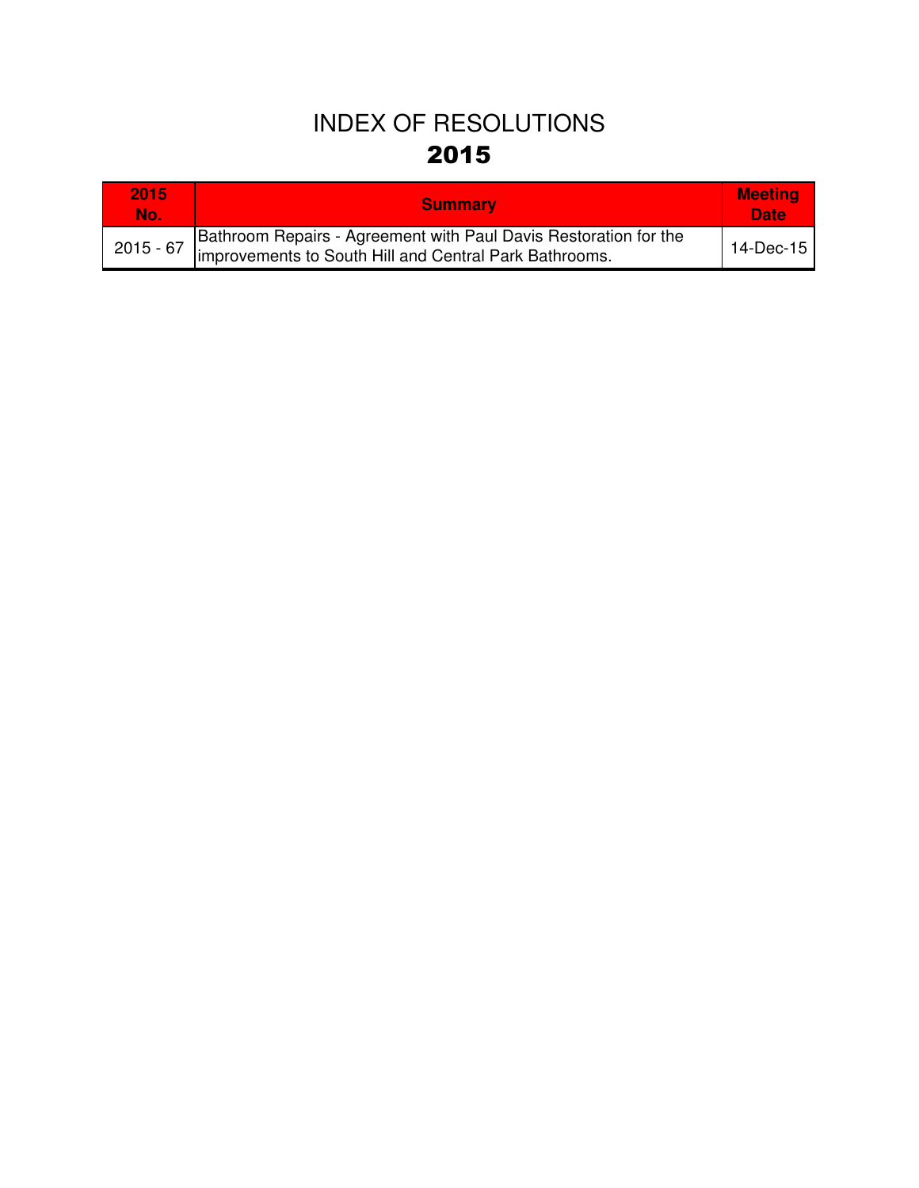# INDEX OF RESOLUTIONS

## 2015

| 2015 No. | Summary | Meeting Date |
|---|---|---|
| 2015 - 67 | Bathroom Repairs - Agreement with Paul Davis Restoration for the improvements to South Hill and Central Park Bathrooms. | 14-Dec-15 |